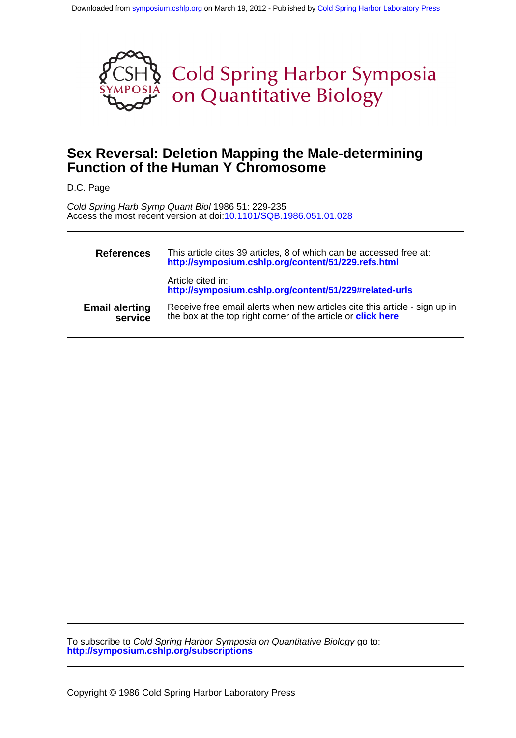Downloaded from symposium.cshlp.org on March 19, 2012 - Published by Cold Spring Harbor Laboratory Press

Cold Spring Harbor Symposia on Quantitative Biology

# Sex Reversal: Deletion Mapping the Male-determining Function of the Human Y Chromosome

D.C. Page

*Cold Spring Harb Symp Quant Biol* 1986 51: 229-235
Access the most recent version at doi:10.1101/SQB.1986.051.01.028

| | |
|---|---|
| **References** | This article cites 39 articles, 8 of which can be accessed free at: **http://symposium.cshlp.org/content/51/229.refs.html** |
| | Article cited in: **http://symposium.cshlp.org/content/51/229#related-urls** |
| **Email alerting service** | Receive free email alerts when new articles cite this article - sign up in the box at the top right corner of the article or **click here** |

To subscribe to *Cold Spring Harbor Symposia on Quantitative Biology* go to:
**http://symposium.cshlp.org/subscriptions**

Copyright © 1986 Cold Spring Harbor Laboratory Press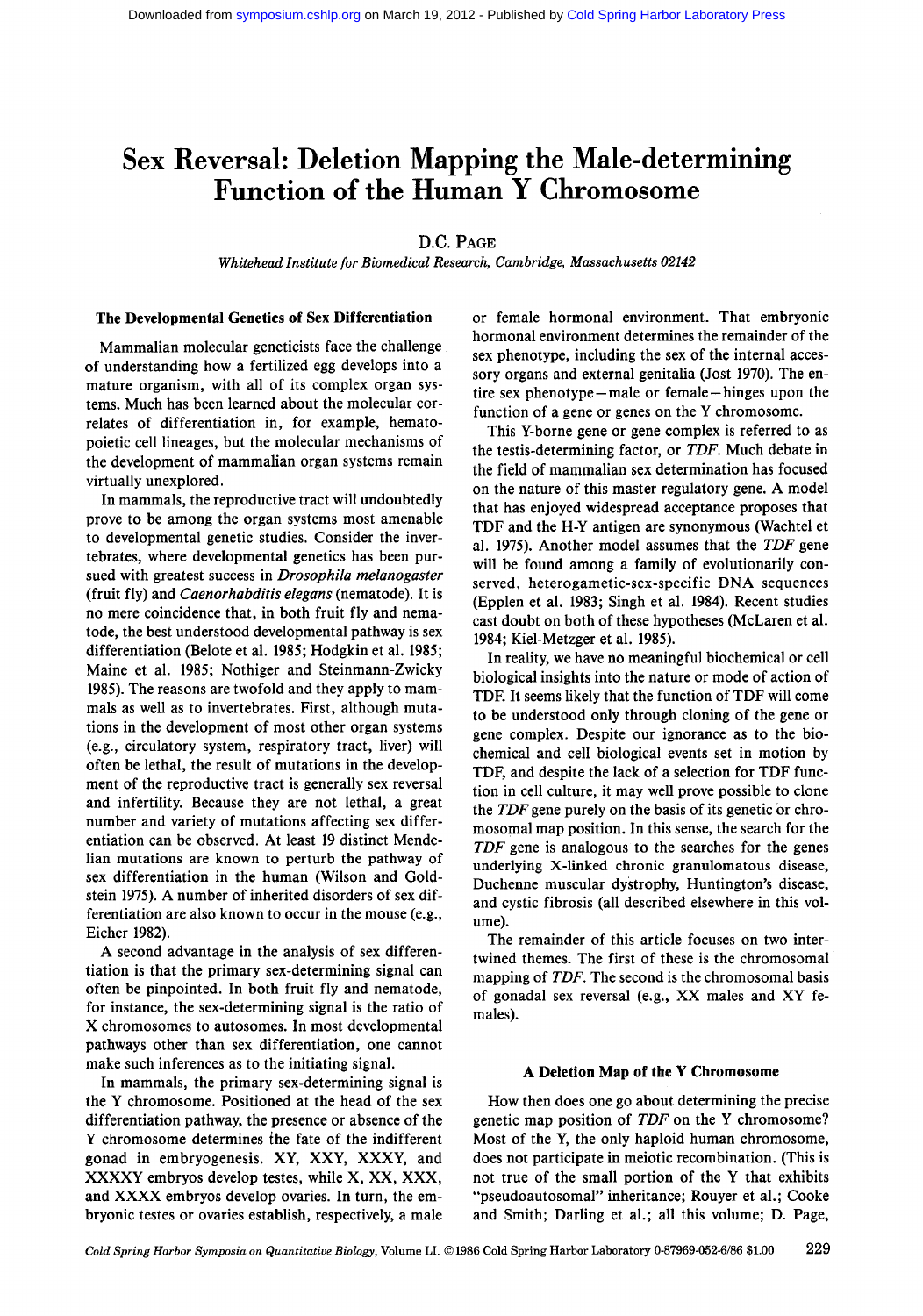# Sex Reversal: Deletion Mapping the Male-determining Function of the Human Y Chromosome

D.C. Page

*Whitehead Institute for Biomedical Research, Cambridge, Massachusetts 02142*

### The Developmental Genetics of Sex Differentiation

Mammalian molecular geneticists face the challenge of understanding how a fertilized egg develops into a mature organism, with all of its complex organ systems. Much has been learned about the molecular correlates of differentiation in, for example, hematopoietic cell lineages, but the molecular mechanisms of the development of mammalian organ systems remain virtually unexplored.

In mammals, the reproductive tract will undoubtedly prove to be among the organ systems most amenable to developmental genetic studies. Consider the invertebrates, where developmental genetics has been pursued with greatest success in *Drosophila melanogaster* (fruit fly) and *Caenorhabditis elegans* (nematode). It is no mere coincidence that, in both fruit fly and nematode, the best understood developmental pathway is sex differentiation (Belote et al. 1985; Hodgkin et al. 1985; Maine et al. 1985; Nothiger and Steinmann-Zwicky 1985). The reasons are twofold and they apply to mammals as well as to invertebrates. First, although mutations in the development of most other organ systems (e.g., circulatory system, respiratory tract, liver) will often be lethal, the result of mutations in the development of the reproductive tract is generally sex reversal and infertility. Because they are not lethal, a great number and variety of mutations affecting sex differentiation can be observed. At least 19 distinct Mendelian mutations are known to perturb the pathway of sex differentiation in the human (Wilson and Goldstein 1975). A number of inherited disorders of sex differentiation are also known to occur in the mouse (e.g., Eicher 1982).

A second advantage in the analysis of sex differentiation is that the primary sex-determining signal can often be pinpointed. In both fruit fly and nematode, for instance, the sex-determining signal is the ratio of X chromosomes to autosomes. In most developmental pathways other than sex differentiation, one cannot make such inferences as to the initiating signal.

In mammals, the primary sex-determining signal is the Y chromosome. Positioned at the head of the sex differentiation pathway, the presence or absence of the Y chromosome determines the fate of the indifferent gonad in embryogenesis. XY, XXY, XXXY, and XXXXY embryos develop testes, while X, XX, XXX, and XXXX embryos develop ovaries. In turn, the embryonic testes or ovaries establish, respectively, a male or female hormonal environment. That embryonic hormonal environment determines the remainder of the sex phenotype, including the sex of the internal accessory organs and external genitalia (Jost 1970). The entire sex phenotype—male or female—hinges upon the function of a gene or genes on the Y chromosome.

This Y-borne gene or gene complex is referred to as the testis-determining factor, or *TDF*. Much debate in the field of mammalian sex determination has focused on the nature of this master regulatory gene. A model that has enjoyed widespread acceptance proposes that TDF and the H-Y antigen are synonymous (Wachtel et al. 1975). Another model assumes that the *TDF* gene will be found among a family of evolutionarily conserved, heterogametic-sex-specific DNA sequences (Epplen et al. 1983; Singh et al. 1984). Recent studies cast doubt on both of these hypotheses (McLaren et al. 1984; Kiel-Metzger et al. 1985).

In reality, we have no meaningful biochemical or cell biological insights into the nature or mode of action of TDF. It seems likely that the function of TDF will come to be understood only through cloning of the gene or gene complex. Despite our ignorance as to the biochemical and cell biological events set in motion by TDF, and despite the lack of a selection for TDF function in cell culture, it may well prove possible to clone the *TDF* gene purely on the basis of its genetic or chromosomal map position. In this sense, the search for the *TDF* gene is analogous to the searches for the genes underlying X-linked chronic granulomatous disease, Duchenne muscular dystrophy, Huntington's disease, and cystic fibrosis (all described elsewhere in this volume).

The remainder of this article focuses on two intertwined themes. The first of these is the chromosomal mapping of *TDF*. The second is the chromosomal basis of gonadal sex reversal (e.g., XX males and XY females).

### A Deletion Map of the Y Chromosome

How then does one go about determining the precise genetic map position of *TDF* on the Y chromosome? Most of the Y, the only haploid human chromosome, does not participate in meiotic recombination. (This is not true of the small portion of the Y that exhibits "pseudoautosomal" inheritance; Rouyer et al.; Cooke and Smith; Darling et al.; all this volume; D. Page,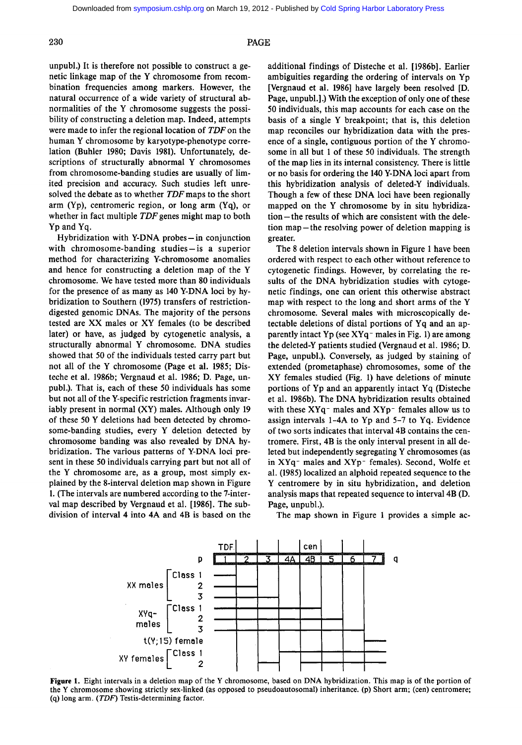unpubl.) It is therefore not possible to construct a genetic linkage map of the Y chromosome from recombination frequencies among markers. However, the natural occurrence of a wide variety of structural abnormalities of the Y chromosome suggests the possibility of constructing a deletion map. Indeed, attempts were made to infer the regional location of *TDF* on the human Y chromosome by karyotype-phenotype correlation (Buhler 1980; Davis 1981). Unfortunately, descriptions of structurally abnormal Y chromosomes from chromosome-banding studies are usually of limited precision and accuracy. Such studies left unresolved the debate as to whether *TDF* maps to the short arm (Yp), centromeric region, or long arm (Yq), or whether in fact multiple *TDF* genes might map to both Yp and Yq.

Hybridization with Y-DNA probes—in conjunction with chromosome-banding studies—is a superior method for characterizing Y-chromosome anomalies and hence for constructing a deletion map of the Y chromosome. We have tested more than 80 individuals for the presence of as many as 140 Y-DNA loci by hybridization to Southern (1975) transfers of restriction-digested genomic DNAs. The majority of the persons tested are XX males or XY females (to be described later) or have, as judged by cytogenetic analysis, a structurally abnormal Y chromosome. DNA studies showed that 50 of the individuals tested carry part but not all of the Y chromosome (Page et al. 1985; Disteche et al. 1986b; Vergnaud et al. 1986; D. Page, unpubl.). That is, each of these 50 individuals has some but not all of the Y-specific restriction fragments invariably present in normal (XY) males. Although only 19 of these 50 Y deletions had been detected by chromosome-banding studies, every Y deletion detected by chromosome banding was also revealed by DNA hybridization. The various patterns of Y-DNA loci present in these 50 individuals carrying part but not all of the Y chromosome are, as a group, most simply explained by the 8-interval deletion map shown in Figure 1. (The intervals are numbered according to the 7-interval map described by Vergnaud et al. [1986]. The subdivision of interval 4 into 4A and 4B is based on the additional findings of Disteche et al. [1986b]. Earlier ambiguities regarding the ordering of intervals on Yp [Vergnaud et al. 1986] have largely been resolved [D. Page, unpubl.].) With the exception of only one of these 50 individuals, this map accounts for each case on the basis of a single Y breakpoint; that is, this deletion map reconciles our hybridization data with the presence of a single, contiguous portion of the Y chromosome in all but 1 of these 50 individuals. The strength of the map lies in its internal consistency. There is little or no basis for ordering the 140 Y-DNA loci apart from this hybridization analysis of deleted-Y individuals. Though a few of these DNA loci have been regionally mapped on the Y chromosome by in situ hybridization—the results of which are consistent with the deletion map—the resolving power of deletion mapping is greater.

The 8 deletion intervals shown in Figure 1 have been ordered with respect to each other without reference to cytogenetic findings. However, by correlating the results of the DNA hybridization studies with cytogenetic findings, one can orient this otherwise abstract map with respect to the long and short arms of the Y chromosome. Several males with microscopically detectable deletions of distal portions of Yq and an apparently intact Yp (see $XYq^-$ males in Fig. 1) are among the deleted-Y patients studied (Vergnaud et al. 1986; D. Page, unpubl.). Conversely, as judged by staining of extended (prometaphase) chromosomes, some of the XY females studied (Fig. 1) have deletions of minute portions of Yp and an apparently intact Yq (Disteche et al. 1986b). The DNA hybridization results obtained with these $XYq^-$ males and $XYp^-$ females allow us to assign intervals 1–4A to Yp and 5–7 to Yq. Evidence of two sorts indicates that interval 4B contains the centromere. First, 4B is the only interval present in all deleted but independently segregating Y chromosomes (as in $XYq^-$ males and $XYp^-$ females). Second, Wolfe et al. (1985) localized an alphoid repeated sequence to the Y centromere by in situ hybridization, and deletion analysis maps that repeated sequence to interval 4B (D. Page, unpubl.).

The map shown in Figure 1 provides a simple ac-

| | TDF | | | | cen | | | |
|---|---|---|---|---|---|---|---|---|
| p | 1 | 2 | 3 | 4A | 4B | 5 | 6 | 7 |
| XX males Class 1 | — | | | | | | | |
| XX males Class 2 | — | — | | | | | | |
| XX males Class 3 | — | — | — | | | | | |
| $XYq^-$ males Class 1 | — | — | — | — | — | — | — | |
| $XYq^-$ males Class 2 | — | — | — | — | — | — | | |
| $XYq^-$ males Class 3 | — | — | — | — | — | | | |
| t(Y;15) female | | | | | | | | — |
| XY females Class 1 | | | — | — | — | — | — | — |
| XY females Class 2 | | — | — | — | — | — | — | — |

Figure 1. Eight intervals in a deletion map of the Y chromosome, based on DNA hybridization. This map is of the portion of the Y chromosome showing strictly sex-linked (as opposed to pseudoautosomal) inheritance. (p) Short arm; (cen) centromere; (q) long arm. (*TDF*) Testis-determining factor.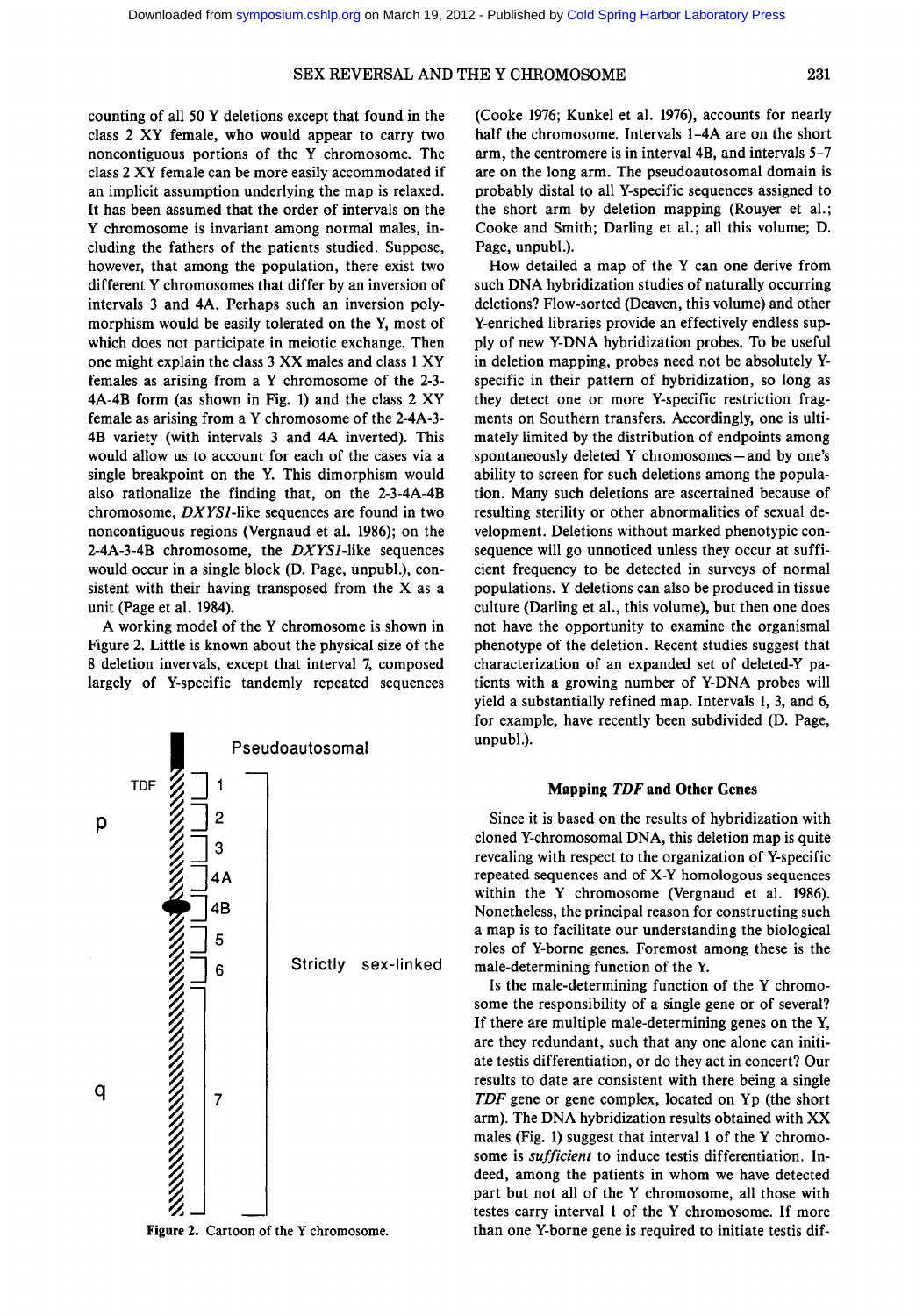counting of all 50 Y deletions except that found in the class 2 XY female, who would appear to carry two noncontiguous portions of the Y chromosome. The class 2 XY female can be more easily accommodated if an implicit assumption underlying the map is relaxed. It has been assumed that the order of intervals on the Y chromosome is invariant among normal males, including the fathers of the patients studied. Suppose, however, that among the population, there exist two different Y chromosomes that differ by an inversion of intervals 3 and 4A. Perhaps such an inversion polymorphism would be easily tolerated on the Y, most of which does not participate in meiotic exchange. Then one might explain the class 3 XX males and class 1 XY females as arising from a Y chromosome of the 2-3-4A-4B form (as shown in Fig. 1) and the class 2 XY female as arising from a Y chromosome of the 2-4A-3-4B variety (with intervals 3 and 4A inverted). This would allow us to account for each of the cases via a single breakpoint on the Y. This dimorphism would also rationalize the finding that, on the 2-3-4A-4B chromosome, *DXYS1*-like sequences are found in two noncontiguous regions (Vergnaud et al. 1986); on the 2-4A-3-4B chromosome, the *DXYS1*-like sequences would occur in a single block (D. Page, unpubl.), consistent with their having transposed from the X as a unit (Page et al. 1984).

A working model of the Y chromosome is shown in Figure 2. Little is known about the physical size of the 8 deletion invervals, except that interval 7, composed largely of Y-specific tandemly repeated sequences (Cooke 1976; Kunkel et al. 1976), accounts for nearly half the chromosome. Intervals 1-4A are on the short arm, the centromere is in interval 4B, and intervals 5-7 are on the long arm. The pseudoautosomal domain is probably distal to all Y-specific sequences assigned to the short arm by deletion mapping (Rouyer et al.; Cooke and Smith; Darling et al.; all this volume; D. Page, unpubl.).

Pseudoautosomal
TDF
p
1
2
3
4A
4B
5
6
Strictly sex-linked
q
7

Figure 2. Cartoon of the Y chromosome.

How detailed a map of the Y can one derive from such DNA hybridization studies of naturally occurring deletions? Flow-sorted (Deaven, this volume) and other Y-enriched libraries provide an effectively endless supply of new Y-DNA hybridization probes. To be useful in deletion mapping, probes need not be absolutely Y-specific in their pattern of hybridization, so long as they detect one or more Y-specific restriction fragments on Southern transfers. Accordingly, one is ultimately limited by the distribution of endpoints among spontaneously deleted Y chromosomes—and by one's ability to screen for such deletions among the population. Many such deletions are ascertained because of resulting sterility or other abnormalities of sexual development. Deletions without marked phenotypic consequence will go unnoticed unless they occur at sufficient frequency to be detected in surveys of normal populations. Y deletions can also be produced in tissue culture (Darling et al., this volume), but then one does not have the opportunity to examine the organismal phenotype of the deletion. Recent studies suggest that characterization of an expanded set of deleted-Y patients with a growing number of Y-DNA probes will yield a substantially refined map. Intervals 1, 3, and 6, for example, have recently been subdivided (D. Page, unpubl.).

## Mapping *TDF* and Other Genes

Since it is based on the results of hybridization with cloned Y-chromosomal DNA, this deletion map is quite revealing with respect to the organization of Y-specific repeated sequences and of X-Y homologous sequences within the Y chromosome (Vergnaud et al. 1986). Nonetheless, the principal reason for constructing such a map is to facilitate our understanding the biological roles of Y-borne genes. Foremost among these is the male-determining function of the Y.

Is the male-determining function of the Y chromosome the responsibility of a single gene or of several? If there are multiple male-determining genes on the Y, are they redundant, such that any one alone can initiate testis differentiation, or do they act in concert? Our results to date are consistent with there being a single *TDF* gene or gene complex, located on Yp (the short arm). The DNA hybridization results obtained with XX males (Fig. 1) suggest that interval 1 of the Y chromosome is *sufficient* to induce testis differentiation. Indeed, among the patients in whom we have detected part but not all of the Y chromosome, all those with testes carry interval 1 of the Y chromosome. If more than one Y-borne gene is required to initiate testis dif-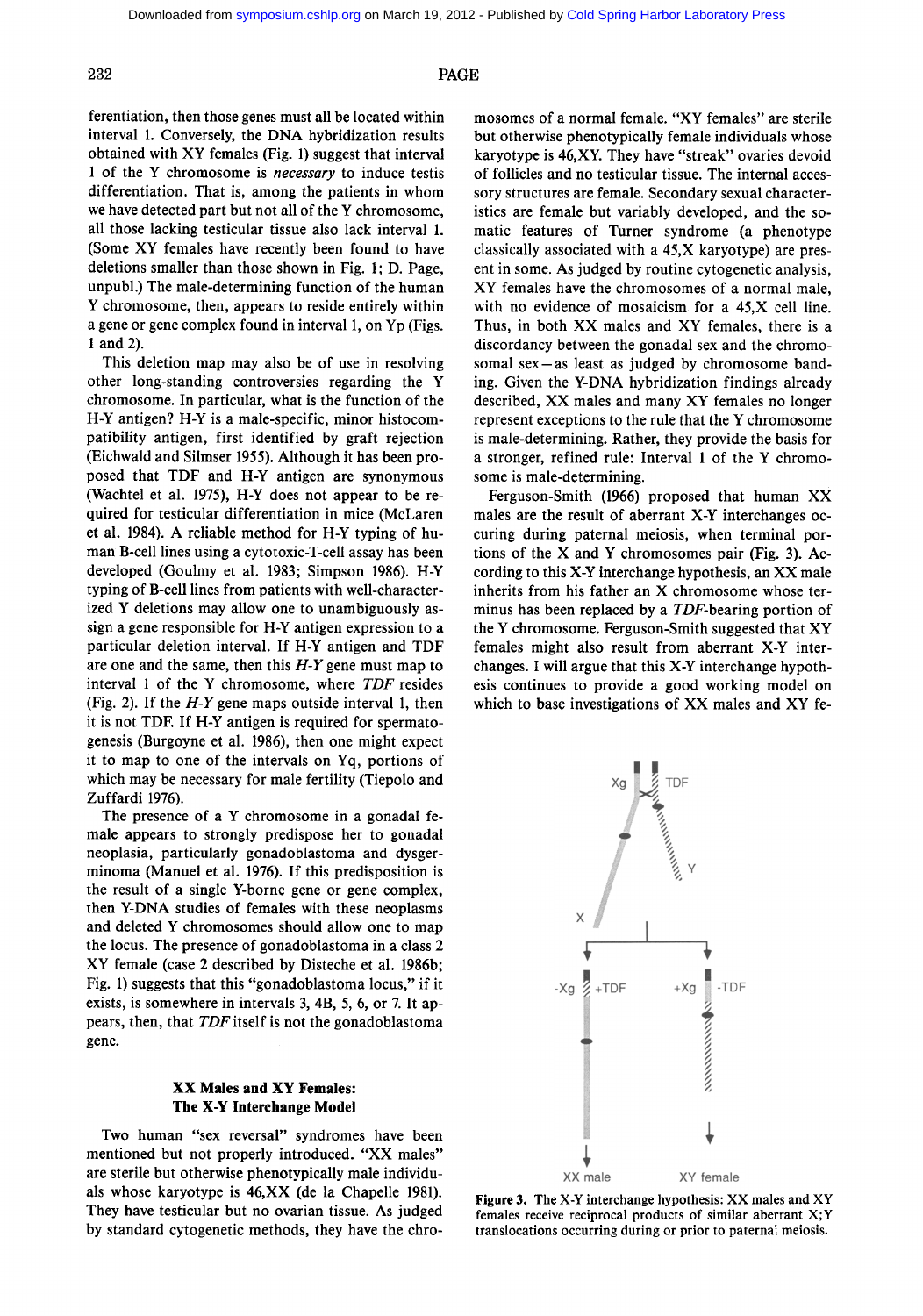ferentiation, then those genes must all be located within interval 1. Conversely, the DNA hybridization results obtained with XY females (Fig. 1) suggest that interval 1 of the Y chromosome is *necessary* to induce testis differentiation. That is, among the patients in whom we have detected part but not all of the Y chromosome, all those lacking testicular tissue also lack interval 1. (Some XY females have recently been found to have deletions smaller than those shown in Fig. 1; D. Page, unpubl.) The male-determining function of the human Y chromosome, then, appears to reside entirely within a gene or gene complex found in interval 1, on Yp (Figs. 1 and 2).

This deletion map may also be of use in resolving other long-standing controversies regarding the Y chromosome. In particular, what is the function of the H-Y antigen? H-Y is a male-specific, minor histocompatibility antigen, first identified by graft rejection (Eichwald and Silmser 1955). Although it has been proposed that TDF and H-Y antigen are synonymous (Wachtel et al. 1975), H-Y does not appear to be required for testicular differentiation in mice (McLaren et al. 1984). A reliable method for H-Y typing of human B-cell lines using a cytotoxic-T-cell assay has been developed (Goulmy et al. 1983; Simpson 1986). H-Y typing of B-cell lines from patients with well-characterized Y deletions may allow one to unambiguously assign a gene responsible for H-Y antigen expression to a particular deletion interval. If H-Y antigen and TDF are one and the same, then this *H-Y* gene must map to interval 1 of the Y chromosome, where *TDF* resides (Fig. 2). If the *H-Y* gene maps outside interval 1, then it is not TDF. If H-Y antigen is required for spermatogenesis (Burgoyne et al. 1986), then one might expect it to map to one of the intervals on Yq, portions of which may be necessary for male fertility (Tiepolo and Zuffardi 1976).

The presence of a Y chromosome in a gonadal female appears to strongly predispose her to gonadal neoplasia, particularly gonadoblastoma and dysgerminoma (Manuel et al. 1976). If this predisposition is the result of a single Y-borne gene or gene complex, then Y-DNA studies of females with these neoplasms and deleted Y chromosomes should allow one to map the locus. The presence of gonadoblastoma in a class 2 XY female (case 2 described by Disteche et al. 1986b; Fig. 1) suggests that this "gonadoblastoma locus," if it exists, is somewhere in intervals 3, 4B, 5, 6, or 7. It appears, then, that *TDF* itself is not the gonadoblastoma gene.

### XX Males and XY Females: The X-Y Interchange Model

Two human "sex reversal" syndromes have been mentioned but not properly introduced. "XX males" are sterile but otherwise phenotypically male individuals whose karyotype is 46,XX (de la Chapelle 1981). They have testicular but no ovarian tissue. As judged by standard cytogenetic methods, they have the chromosomes of a normal female. "XY females" are sterile but otherwise phenotypically female individuals whose karyotype is 46,XY. They have "streak" ovaries devoid of follicles and no testicular tissue. The internal accessory structures are female. Secondary sexual characteristics are female but variably developed, and the somatic features of Turner syndrome (a phenotype classically associated with a 45,X karyotype) are present in some. As judged by routine cytogenetic analysis, XY females have the chromosomes of a normal male, with no evidence of mosaicism for a 45,X cell line. Thus, in both XX males and XY females, there is a discordancy between the gonadal sex and the chromosomal sex—as least as judged by chromosome banding. Given the Y-DNA hybridization findings already described, XX males and many XY females no longer represent exceptions to the rule that the Y chromosome is male-determining. Rather, they provide the basis for a stronger, refined rule: Interval 1 of the Y chromosome is male-determining.

Ferguson-Smith (1966) proposed that human XX males are the result of aberrant X-Y interchanges occurring during paternal meiosis, when terminal portions of the X and Y chromosomes pair (Fig. 3). According to this X-Y interchange hypothesis, an XX male inherits from his father an X chromosome whose terminus has been replaced by a *TDF*-bearing portion of the Y chromosome. Ferguson-Smith suggested that XY females might also result from aberrant X-Y interchanges. I will argue that this X-Y interchange hypothesis continues to provide a good working model on which to base investigations of XX males and XY fe-

**Figure 3.** The X-Y interchange hypothesis: XX males and XY females receive reciprocal products of similar aberrant X;Y translocations occurring during or prior to paternal meiosis.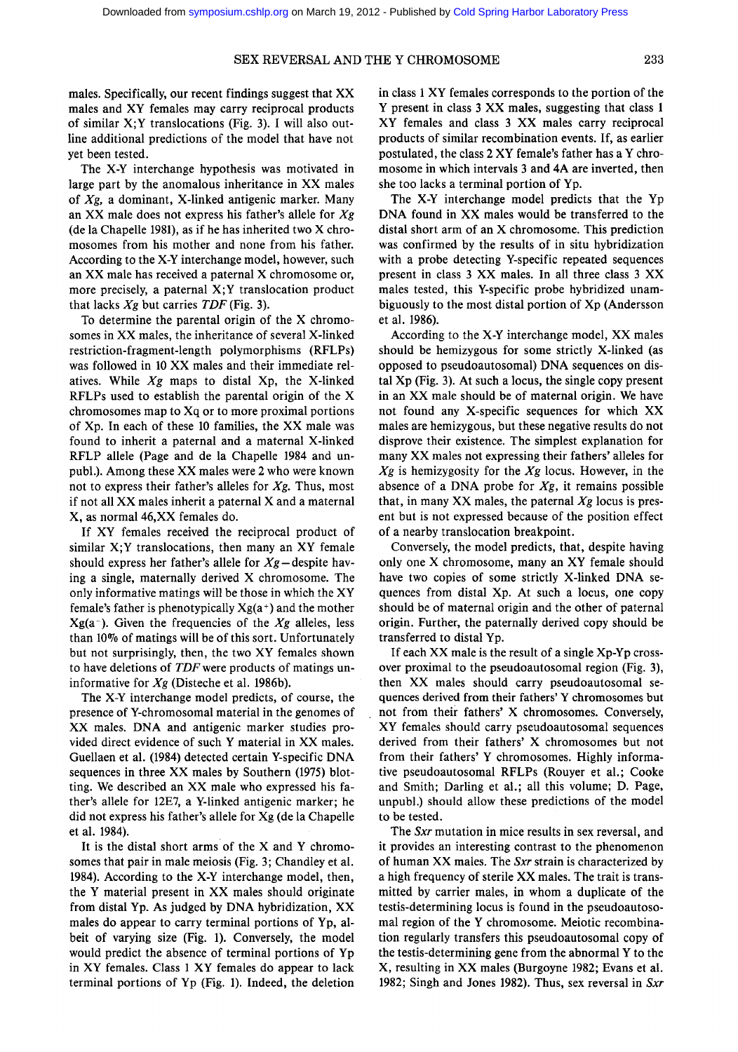males. Specifically, our recent findings suggest that XX males and XY females may carry reciprocal products of similar X;Y translocations (Fig. 3). I will also outline additional predictions of the model that have not yet been tested.

The X-Y interchange hypothesis was motivated in large part by the anomalous inheritance in XX males of *Xg*, a dominant, X-linked antigenic marker. Many an XX male does not express his father's allele for *Xg* (de la Chapelle 1981), as if he has inherited two X chromosomes from his mother and none from his father. According to the X-Y interchange model, however, such an XX male has received a paternal X chromosome or, more precisely, a paternal X;Y translocation product that lacks *Xg* but carries *TDF* (Fig. 3).

To determine the parental origin of the X chromosomes in XX males, the inheritance of several X-linked restriction-fragment-length polymorphisms (RFLPs) was followed in 10 XX males and their immediate relatives. While *Xg* maps to distal Xp, the X-linked RFLPs used to establish the parental origin of the X chromosomes map to Xq or to more proximal portions of Xp. In each of these 10 families, the XX male was found to inherit a paternal and a maternal X-linked RFLP allele (Page and de la Chapelle 1984 and unpubl.). Among these XX males were 2 who were known not to express their father's alleles for *Xg*. Thus, most if not all XX males inherit a paternal X and a maternal X, as normal 46,XX females do.

If XY females received the reciprocal product of similar X;Y translocations, then many an XY female should express her father's allele for *Xg*—despite having a single, maternally derived X chromosome. The only informative matings will be those in which the XY female's father is phenotypically Xg(a$^+$) and the mother Xg(a$^-$). Given the frequencies of the *Xg* alleles, less than 10% of matings will be of this sort. Unfortunately but not surprisingly, then, the two XY females shown to have deletions of *TDF* were products of matings uninformative for *Xg* (Disteche et al. 1986b).

The X-Y interchange model predicts, of course, the presence of Y-chromosomal material in the genomes of XX males. DNA and antigenic marker studies provided direct evidence of such Y material in XX males. Guellaen et al. (1984) detected certain Y-specific DNA sequences in three XX males by Southern (1975) blotting. We described an XX male who expressed his father's allele for 12E7, a Y-linked antigenic marker; he did not express his father's allele for Xg (de la Chapelle et al. 1984).

It is the distal short arms of the X and Y chromosomes that pair in male meiosis (Fig. 3; Chandley et al. 1984). According to the X-Y interchange model, then, the Y material present in XX males should originate from distal Yp. As judged by DNA hybridization, XX males do appear to carry terminal portions of Yp, albeit of varying size (Fig. 1). Conversely, the model would predict the absence of terminal portions of Yp in XY females. Class 1 XY females do appear to lack terminal portions of Yp (Fig. 1). Indeed, the deletion in class 1 XY females corresponds to the portion of the Y present in class 3 XX males, suggesting that class 1 XY females and class 3 XX males carry reciprocal products of similar recombination events. If, as earlier postulated, the class 2 XY female's father has a Y chromosome in which intervals 3 and 4A are inverted, then she too lacks a terminal portion of Yp.

The X-Y interchange model predicts that the Yp DNA found in XX males would be transferred to the distal short arm of an X chromosome. This prediction was confirmed by the results of in situ hybridization with a probe detecting Y-specific repeated sequences present in class 3 XX males. In all three class 3 XX males tested, this Y-specific probe hybridized unambiguously to the most distal portion of Xp (Andersson et al. 1986).

According to the X-Y interchange model, XX males should be hemizygous for some strictly X-linked (as opposed to pseudoautosomal) DNA sequences on distal Xp (Fig. 3). At such a locus, the single copy present in an XX male should be of maternal origin. We have not found any X-specific sequences for which XX males are hemizygous, but these negative results do not disprove their existence. The simplest explanation for many XX males not expressing their fathers' alleles for *Xg* is hemizygosity for the *Xg* locus. However, in the absence of a DNA probe for *Xg*, it remains possible that, in many XX males, the paternal *Xg* locus is present but is not expressed because of the position effect of a nearby translocation breakpoint.

Conversely, the model predicts, that, despite having only one X chromosome, many an XY female should have two copies of some strictly X-linked DNA sequences from distal Xp. At such a locus, one copy should be of maternal origin and the other of paternal origin. Further, the paternally derived copy should be transferred to distal Yp.

If each XX male is the result of a single Xp-Yp crossover proximal to the pseudoautosomal region (Fig. 3), then XX males should carry pseudoautosomal sequences derived from their fathers' Y chromosomes but not from their fathers' X chromosomes. Conversely, XY females should carry pseudoautosomal sequences derived from their fathers' X chromosomes but not from their fathers' Y chromosomes. Highly informative pseudoautosomal RFLPs (Rouyer et al.; Cooke and Smith; Darling et al.; all this volume; D. Page, unpubl.) should allow these predictions of the model to be tested.

The *Sxr* mutation in mice results in sex reversal, and it provides an interesting contrast to the phenomenon of human XX males. The *Sxr* strain is characterized by a high frequency of sterile XX males. The trait is transmitted by carrier males, in whom a duplicate of the testis-determining locus is found in the pseudoautosomal region of the Y chromosome. Meiotic recombination regularly transfers this pseudoautosomal copy of the testis-determining gene from the abnormal Y to the X, resulting in XX males (Burgoyne 1982; Evans et al. 1982; Singh and Jones 1982). Thus, sex reversal in *Sxr*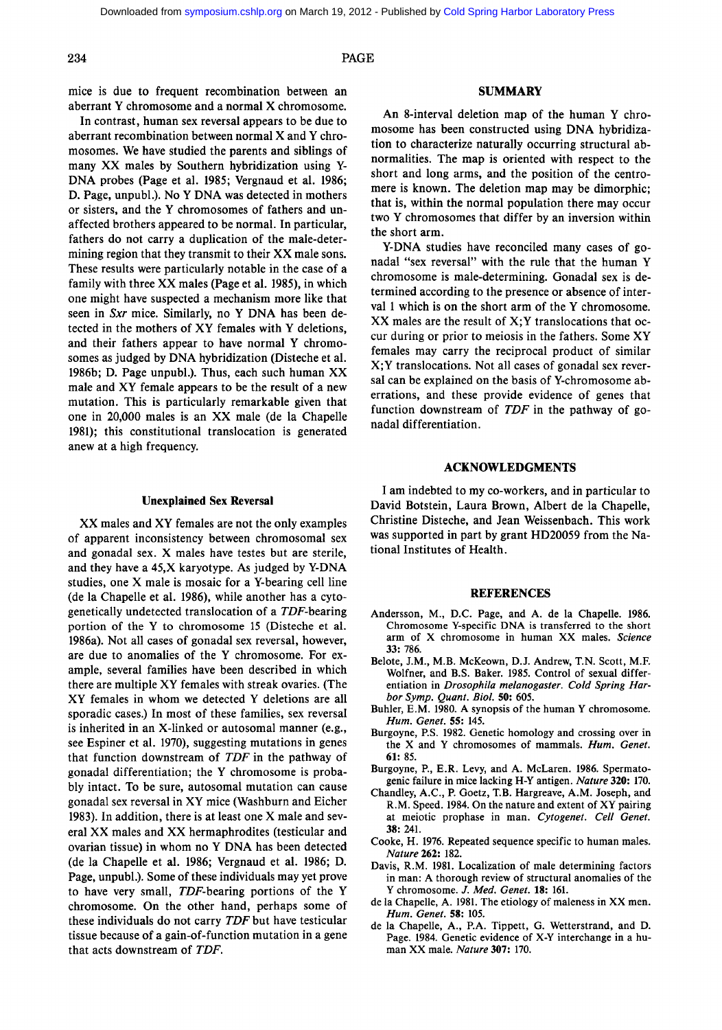mice is due to frequent recombination between an aberrant Y chromosome and a normal X chromosome.

In contrast, human sex reversal appears to be due to aberrant recombination between normal X and Y chromosomes. We have studied the parents and siblings of many XX males by Southern hybridization using Y-DNA probes (Page et al. 1985; Vergnaud et al. 1986; D. Page, unpubl.). No Y DNA was detected in mothers or sisters, and the Y chromosomes of fathers and unaffected brothers appeared to be normal. In particular, fathers do not carry a duplication of the male-determining region that they transmit to their XX male sons. These results were particularly notable in the case of a family with three XX males (Page et al. 1985), in which one might have suspected a mechanism more like that seen in *Sxr* mice. Similarly, no Y DNA has been detected in the mothers of XY females with Y deletions, and their fathers appear to have normal Y chromosomes as judged by DNA hybridization (Disteche et al. 1986b; D. Page unpubl.). Thus, each such human XX male and XY female appears to be the result of a new mutation. This is particularly remarkable given that one in 20,000 males is an XX male (de la Chapelle 1981); this constitutional translocation is generated anew at a high frequency.

### Unexplained Sex Reversal

XX males and XY females are not the only examples of apparent inconsistency between chromosomal sex and gonadal sex. X males have testes but are sterile, and they have a 45,X karyotype. As judged by Y-DNA studies, one X male is mosaic for a Y-bearing cell line (de la Chapelle et al. 1986), while another has a cytogenetically undetected translocation of a *TDF*-bearing portion of the Y to chromosome 15 (Disteche et al. 1986a). Not all cases of gonadal sex reversal, however, are due to anomalies of the Y chromosome. For example, several families have been described in which there are multiple XY females with streak ovaries. (The XY females in whom we detected Y deletions are all sporadic cases.) In most of these families, sex reversal is inherited in an X-linked or autosomal manner (e.g., see Espiner et al. 1970), suggesting mutations in genes that function downstream of *TDF* in the pathway of gonadal differentiation; the Y chromosome is probably intact. To be sure, autosomal mutation can cause gonadal sex reversal in XY mice (Washburn and Eicher 1983). In addition, there is at least one X male and several XX males and XX hermaphrodites (testicular and ovarian tissue) in whom no Y DNA has been detected (de la Chapelle et al. 1986; Vergnaud et al. 1986; D. Page, unpubl.). Some of these individuals may yet prove to have very small, *TDF*-bearing portions of the Y chromosome. On the other hand, perhaps some of these individuals do not carry *TDF* but have testicular tissue because of a gain-of-function mutation in a gene that acts downstream of *TDF*.

## SUMMARY

An 8-interval deletion map of the human Y chromosome has been constructed using DNA hybridization to characterize naturally occurring structural abnormalities. The map is oriented with respect to the short and long arms, and the position of the centromere is known. The deletion map may be dimorphic; that is, within the normal population there may occur two Y chromosomes that differ by an inversion within the short arm.

Y-DNA studies have reconciled many cases of gonadal "sex reversal" with the rule that the human Y chromosome is male-determining. Gonadal sex is determined according to the presence or absence of interval 1 which is on the short arm of the Y chromosome. XX males are the result of X;Y translocations that occur during or prior to meiosis in the fathers. Some XY females may carry the reciprocal product of similar X;Y translocations. Not all cases of gonadal sex reversal can be explained on the basis of Y-chromosome aberrations, and these provide evidence of genes that function downstream of *TDF* in the pathway of gonadal differentiation.

## ACKNOWLEDGMENTS

I am indebted to my co-workers, and in particular to David Botstein, Laura Brown, Albert de la Chapelle, Christine Disteche, and Jean Weissenbach. This work was supported in part by grant HD20059 from the National Institutes of Health.

## REFERENCES

Andersson, M., D.C. Page, and A. de la Chapelle. 1986. Chromosome Y-specific DNA is transferred to the short arm of X chromosome in human XX males. *Science* **33:** 786.

Belote, J.M., M.B. McKeown, D.J. Andrew, T.N. Scott, M.F. Wolfner, and B.S. Baker. 1985. Control of sexual differentiation in *Drosophila melanogaster*. *Cold Spring Harbor Symp. Quant. Biol.* **50:** 605.

Buhler, E.M. 1980. A synopsis of the human Y chromosome. *Hum. Genet.* **55:** 145.

Burgoyne, P.S. 1982. Genetic homology and crossing over in the X and Y chromosomes of mammals. *Hum. Genet.* **61:** 85.

Burgoyne, P., E.R. Levy, and A. McLaren. 1986. Spermatogenic failure in mice lacking H-Y antigen. *Nature* **320:** 170.

Chandley, A.C., P. Goetz, T.B. Hargreave, A.M. Joseph, and R.M. Speed. 1984. On the nature and extent of XY pairing at meiotic prophase in man. *Cytogenet. Cell Genet.* **38:** 241.

Cooke, H. 1976. Repeated sequence specific to human males. *Nature* **262:** 182.

Davis, R.M. 1981. Localization of male determining factors in man: A thorough review of structural anomalies of the Y chromosome. *J. Med. Genet.* **18:** 161.

de la Chapelle, A. 1981. The etiology of maleness in XX men. *Hum. Genet.* **58:** 105.

de la Chapelle, A., P.A. Tippett, G. Wetterstrand, and D. Page. 1984. Genetic evidence of X-Y interchange in a human XX male. *Nature* **307:** 170.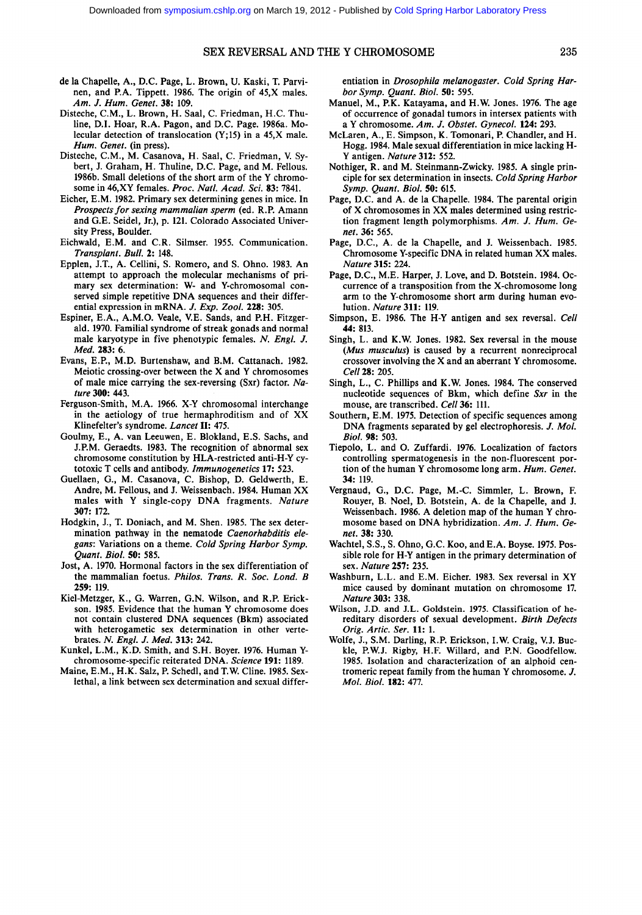de la Chapelle, A., D.C. Page, L. Brown, U. Kaski, T. Parvinen, and P.A. Tippett. 1986. The origin of 45,X males. *Am. J. Hum. Genet.* **38:** 109.

Disteche, C.M., L. Brown, H. Saal, C. Friedman, H.C. Thuline, D.I. Hoar, R.A. Pagon, and D.C. Page. 1986a. Molecular detection of translocation (Y;15) in a 45,X male. *Hum. Genet.* (in press).

Disteche, C.M., M. Casanova, H. Saal, C. Friedman, V. Sybert, J. Graham, H. Thuline, D.C. Page, and M. Fellous. 1986b. Small deletions of the short arm of the Y chromosome in 46,XY females. *Proc. Natl. Acad. Sci.* **83:** 7841.

Eicher, E.M. 1982. Primary sex determining genes in mice. In *Prospects for sexing mammalian sperm* (ed. R.P. Amann and G.E. Seidel, Jr.), p. 121. Colorado Associated University Press, Boulder.

Eichwald, E.M. and C.R. Silmser. 1955. Communication. *Transplant. Bull.* **2:** 148.

Epplen, J.T., A. Cellini, S. Romero, and S. Ohno. 1983. An attempt to approach the molecular mechanisms of primary sex determination: W- and Y-chromosomal conserved simple repetitive DNA sequences and their differential expression in mRNA. *J. Exp. Zool.* **228:** 305.

Espiner, E.A., A.M.O. Veale, V.E. Sands, and P.H. Fitzgerald. 1970. Familial syndrome of streak gonads and normal male karyotype in five phenotypic females. *N. Engl. J. Med.* **283:** 6.

Evans, E.P., M.D. Burtenshaw, and B.M. Cattanach. 1982. Meiotic crossing-over between the X and Y chromosomes of male mice carrying the sex-reversing (Sxr) factor. *Nature* **300:** 443.

Ferguson-Smith, M.A. 1966. X-Y chromosomal interchange in the aetiology of true hermaphroditism and of XX Klinefelter's syndrome. *Lancet* **II:** 475.

Goulmy, E., A. van Leeuwen, E. Blokland, E.S. Sachs, and J.P.M. Geraedts. 1983. The recognition of abnormal sex chromosome constitution by HLA-restricted anti-H-Y cytotoxic T cells and antibody. *Immunogenetics* **17:** 523.

Guellaen, G., M. Casanova, C. Bishop, D. Geldwerth, E. Andre, M. Fellous, and J. Weissenbach. 1984. Human XX males with Y single-copy DNA fragments. *Nature* **307:** 172.

Hodgkin, J., T. Doniach, and M. Shen. 1985. The sex determination pathway in the nematode *Caenorhabditis elegans*: Variations on a theme. *Cold Spring Harbor Symp. Quant. Biol.* **50:** 585.

Jost, A. 1970. Hormonal factors in the sex differentiation of the mammalian foetus. *Philos. Trans. R. Soc. Lond. B* **259:** 119.

Kiel-Metzger, K., G. Warren, G.N. Wilson, and R.P. Erickson. 1985. Evidence that the human Y chromosome does not contain clustered DNA sequences (Bkm) associated with heterogametic sex determination in other vertebrates. *N. Engl. J. Med.* **313:** 242.

Kunkel, L.M., K.D. Smith, and S.H. Boyer. 1976. Human Y-chromosome-specific reiterated DNA. *Science* **191:** 1189.

Maine, E.M., H.K. Salz, P. Schedl, and T.W. Cline. 1985. Sex-lethal, a link between sex determination and sexual differentiation in *Drosophila melanogaster*. *Cold Spring Harbor Symp. Quant. Biol.* **50:** 595.

Manuel, M., P.K. Katayama, and H.W. Jones. 1976. The age of occurrence of gonadal tumors in intersex patients with a Y chromosome. *Am. J. Obstet. Gynecol.* **124:** 293.

McLaren, A., E. Simpson, K. Tomonari, P. Chandler, and H. Hogg. 1984. Male sexual differentiation in mice lacking H-Y antigen. *Nature* **312:** 552.

Nothiger, R. and M. Steinmann-Zwicky. 1985. A single principle for sex determination in insects. *Cold Spring Harbor Symp. Quant. Biol.* **50:** 615.

Page, D.C. and A. de la Chapelle. 1984. The parental origin of X chromosomes in XX males determined using restriction fragment length polymorphisms. *Am. J. Hum. Genet.* **36:** 565.

Page, D.C., A. de la Chapelle, and J. Weissenbach. 1985. Chromosome Y-specific DNA in related human XX males. *Nature* **315:** 224.

Page, D.C., M.E. Harper, J. Love, and D. Botstein. 1984. Occurrence of a transposition from the X-chromosome long arm to the Y-chromosome short arm during human evolution. *Nature* **311:** 119.

Simpson, E. 1986. The H-Y antigen and sex reversal. *Cell* **44:** 813.

Singh, L. and K.W. Jones. 1982. Sex reversal in the mouse (*Mus musculus*) is caused by a recurrent nonreciprocal crossover involving the X and an aberrant Y chromosome. *Cell* **28:** 205.

Singh, L., C. Phillips and K.W. Jones. 1984. The conserved nucleotide sequences of Bkm, which define *Sxr* in the mouse, are transcribed. *Cell* **36:** 111.

Southern, E.M. 1975. Detection of specific sequences among DNA fragments separated by gel electrophoresis. *J. Mol. Biol.* **98:** 503.

Tiepolo, L. and O. Zuffardi. 1976. Localization of factors controlling spermatogenesis in the non-fluorescent portion of the human Y chromosome long arm. *Hum. Genet.* **34:** 119.

Vergnaud, G., D.C. Page, M.-C. Simmler, L. Brown, F. Rouyer, B. Noel, D. Botstein, A. de la Chapelle, and J. Weissenbach. 1986. A deletion map of the human Y chromosome based on DNA hybridization. *Am. J. Hum. Genet.* **38:** 330.

Wachtel, S.S., S. Ohno, G.C. Koo, and E.A. Boyse. 1975. Possible role for H-Y antigen in the primary determination of sex. *Nature* **257:** 235.

Washburn, L.L. and E.M. Eicher. 1983. Sex reversal in XY mice caused by dominant mutation on chromosome 17. *Nature* **303:** 338.

Wilson, J.D. and J.L. Goldstein. 1975. Classification of hereditary disorders of sexual development. *Birth Defects Orig. Artic. Ser.* **11:** 1.

Wolfe, J., S.M. Darling, R.P. Erickson, I.W. Craig, V.J. Buckle, P.W.J. Rigby, H.F. Willard, and P.N. Goodfellow. 1985. Isolation and characterization of an alphoid centromeric repeat family from the human Y chromosome. *J. Mol. Biol.* **182:** 477.